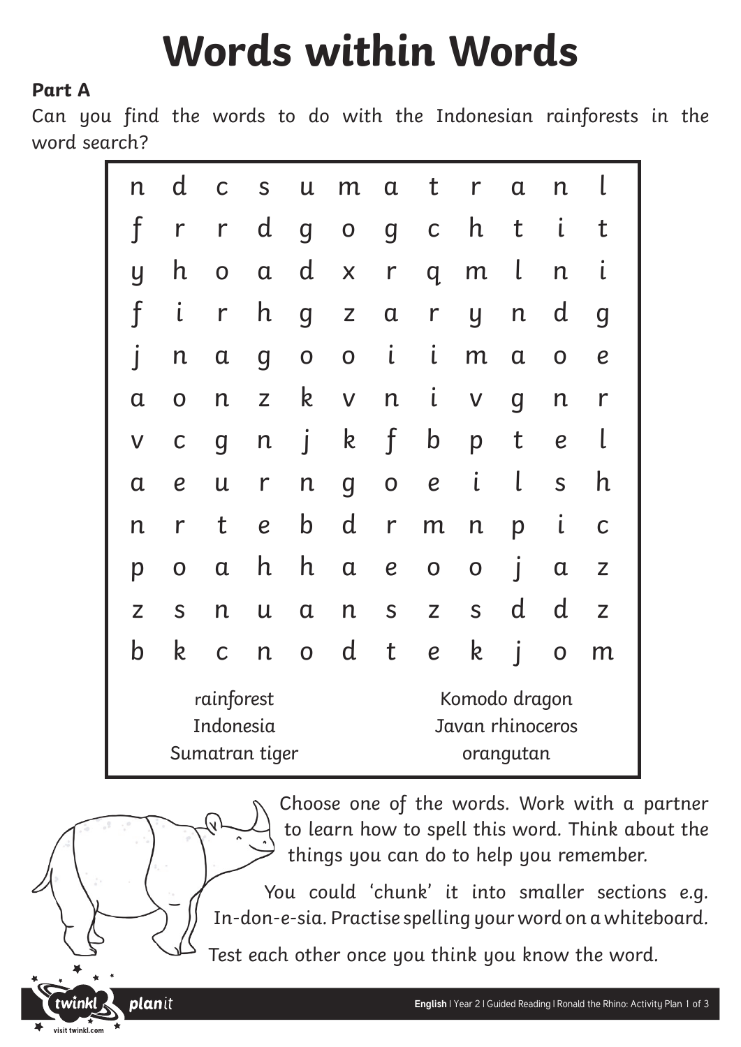# Words within Words

**Part A**

Can you find the words to do with the Indonesian rainforests in the word search?

| | | | | | | | | | | | |
|---|---|---|---|---|---|---|---|---|---|---|---|
| n | d | c | s | u | m | a | t | r | a | n | l |
| f | r | r | d | g | o | g | c | h | t | i | t |
| y | h | o | a | d | x | r | q | m | l | n | i |
| f | i | r | h | g | z | a | r | y | n | d | g |
| j | n | a | g | o | o | i | i | m | a | o | e |
| a | o | n | z | k | v | n | i | v | g | n | r |
| v | c | g | n | j | k | f | b | p | t | e | l |
| a | e | u | r | n | g | o | e | i | l | s | h |
| n | r | t | e | b | d | r | m | n | p | i | c |
| p | o | a | h | h | a | e | o | o | j | a | z |
| z | s | n | u | a | n | s | z | s | d | d | z |
| b | k | c | n | o | d | t | e | k | j | o | m |

| | |
|---|---|
| rainforest | Komodo dragon |
| Indonesia | Javan rhinoceros |
| Sumatran tiger | orangutan |

Choose one of the words. Work with a partner to learn how to spell this word. Think about the things you can do to help you remember.

You could 'chunk' it into smaller sections e.g. In-don-e-sia. Practise spelling your word on a whiteboard.

Test each other once you think you know the word.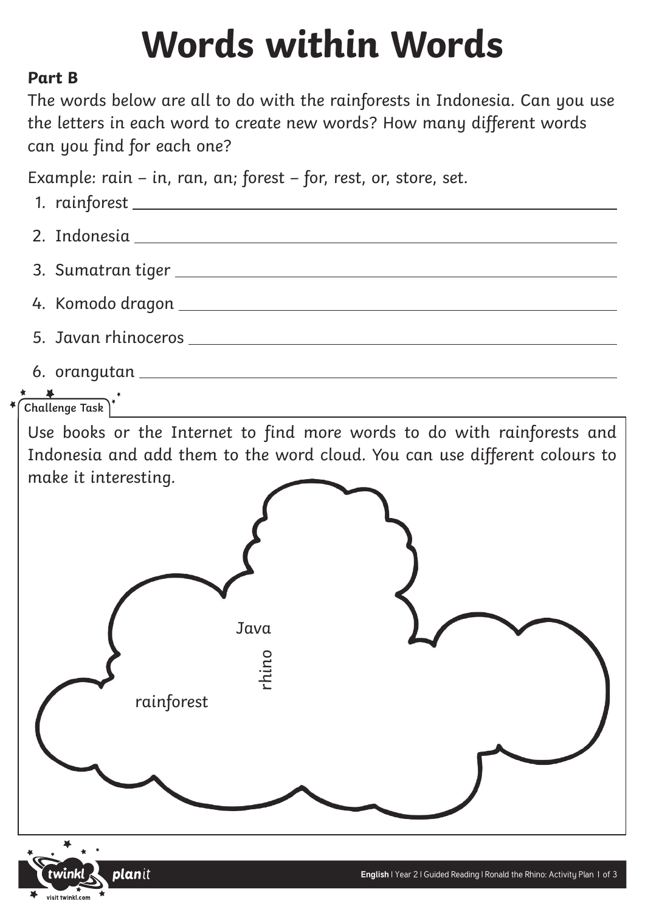# Words within Words

**Part B**

The words below are all to do with the rainforests in Indonesia. Can you use the letters in each word to create new words? How many different words can you find for each one?

Example: rain – in, ran, an; forest – for, rest, or, store, set.

1. rainforest ______________________________
2. Indonesia ______________________________
3. Sumatran tiger ______________________________
4. Komodo dragon ______________________________
5. Javan rhinoceros ______________________________
6. orangutan ______________________________

**Challenge Task**

Use books or the Internet to find more words to do with rainforests and Indonesia and add them to the word cloud. You can use different colours to make it interesting.

Java

rhino

rainforest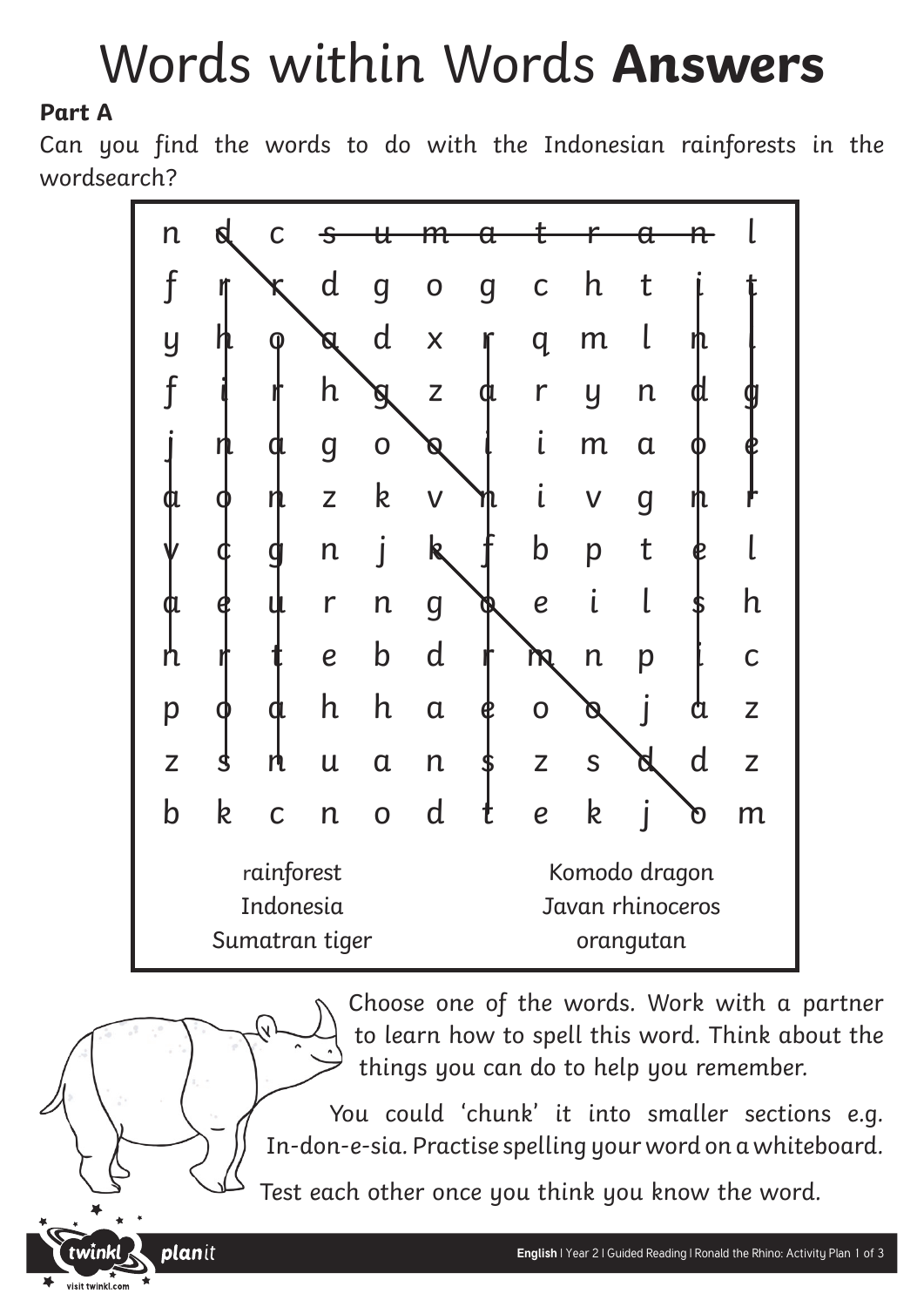# Words within Words **Answers**

**Part A**

Can you find the words to do with the Indonesian rainforests in the wordsearch?

| | | | | | | | | | | | |
|---|---|---|---|---|---|---|---|---|---|---|---|
| n | d | c | s | u | m | a | t | r | a | n | l |
| f | r | r | d | g | o | g | c | h | t | i | t |
| y | h | o | a | d | x | r | q | m | l | n | i |
| f | i | r | h | g | z | a | r | y | n | d | g |
| j | n | a | g | o | o | i | i | m | a | o | e |
| a | o | n | z | k | v | n | i | v | g | n | r |
| v | c | g | n | j | k | f | b | p | t | e | l |
| a | e | u | r | n | g | o | e | i | l | s | h |
| n | r | t | e | b | d | r | m | n | p | i | c |
| p | o | a | h | h | a | e | o | o | j | a | z |
| z | s | n | u | a | n | s | z | s | d | d | z |
| b | k | c | n | o | d | t | e | k | j | o | m |

| | |
|---|---|
| rainforest | Komodo dragon |
| Indonesia | Javan rhinoceros |
| Sumatran tiger | orangutan |

Choose one of the words. Work with a partner to learn how to spell this word. Think about the things you can do to help you remember.

You could 'chunk' it into smaller sections e.g. In-don-e-sia. Practise spelling your word on a whiteboard.

Test each other once you think you know the word.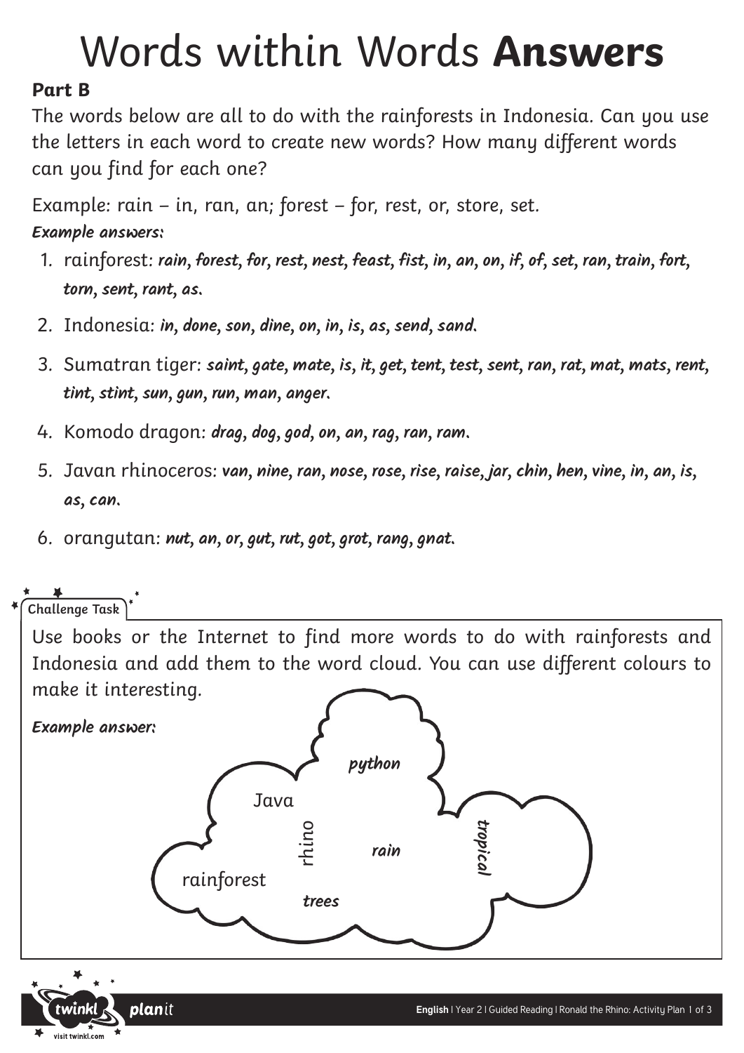# Words within Words **Answers**

**Part B**

The words below are all to do with the rainforests in Indonesia. Can you use the letters in each word to create new words? How many different words can you find for each one?

Example: rain – in, ran, an; forest – for, rest, or, store, set.

***Example answers:***

1. rainforest: ***rain, forest, for, rest, nest, feast, fist, in, an, on, if, of, set, ran, train, fort, torn, sent, rant, as.***
2. Indonesia: ***in, done, son, dine, on, in, is, as, send, sand.***
3. Sumatran tiger: ***saint, gate, mate, is, it, get, tent, test, sent, ran, rat, mat, mats, rent, tint, stint, sun, gun, run, man, anger.***
4. Komodo dragon: ***drag, dog, god, on, an, rag, ran, ram.***
5. Javan rhinoceros: ***van, nine, ran, nose, rose, rise, raise, jar, chin, hen, vine, in, an, is, as, can.***
6. orangutan: ***nut, an, or, gut, rut, got, grot, rang, gnat.***

**Challenge Task**

Use books or the Internet to find more words to do with rainforests and Indonesia and add them to the word cloud. You can use different colours to make it interesting.

***Example answer:***

***python***

Java

rhino

***rain***

***tropical***

rainforest

***trees***